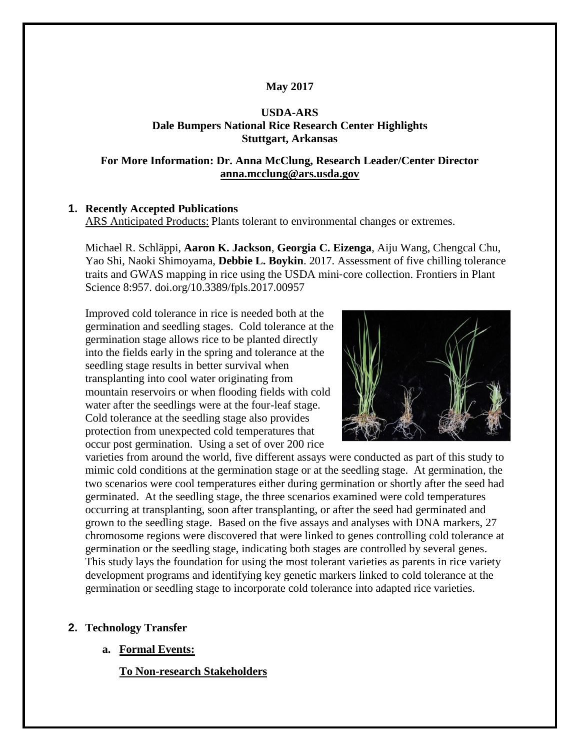**May 2017**

**USDA-ARS**
**Dale Bumpers National Rice Research Center Highlights**
**Stuttgart, Arkansas**

**For More Information: Dr. Anna McClung, Research Leader/Center Director**
**anna.mcclung@ars.usda.gov**

## 1. Recently Accepted Publications

ARS Anticipated Products: Plants tolerant to environmental changes or extremes.

Michael R. Schläppi, **Aaron K. Jackson**, **Georgia C. Eizenga**, Aiju Wang, Chengcal Chu, Yao Shi, Naoki Shimoyama, **Debbie L. Boykin**. 2017. Assessment of five chilling tolerance traits and GWAS mapping in rice using the USDA mini-core collection. Frontiers in Plant Science 8:957. doi.org/10.3389/fpls.2017.00957

Improved cold tolerance in rice is needed both at the germination and seedling stages. Cold tolerance at the germination stage allows rice to be planted directly into the fields early in the spring and tolerance at the seedling stage results in better survival when transplanting into cool water originating from mountain reservoirs or when flooding fields with cold water after the seedlings were at the four-leaf stage. Cold tolerance at the seedling stage also provides protection from unexpected cold temperatures that occur post germination. Using a set of over 200 rice varieties from around the world, five different assays were conducted as part of this study to mimic cold conditions at the germination stage or at the seedling stage. At germination, the two scenarios were cool temperatures either during germination or shortly after the seed had germinated. At the seedling stage, the three scenarios examined were cold temperatures occurring at transplanting, soon after transplanting, or after the seed had germinated and grown to the seedling stage. Based on the five assays and analyses with DNA markers, 27 chromosome regions were discovered that were linked to genes controlling cold tolerance at germination or the seedling stage, indicating both stages are controlled by several genes. This study lays the foundation for using the most tolerant varieties as parents in rice variety development programs and identifying key genetic markers linked to cold tolerance at the germination or seedling stage to incorporate cold tolerance into adapted rice varieties.

## 2. Technology Transfer

### a. Formal Events:

**To Non-research Stakeholders**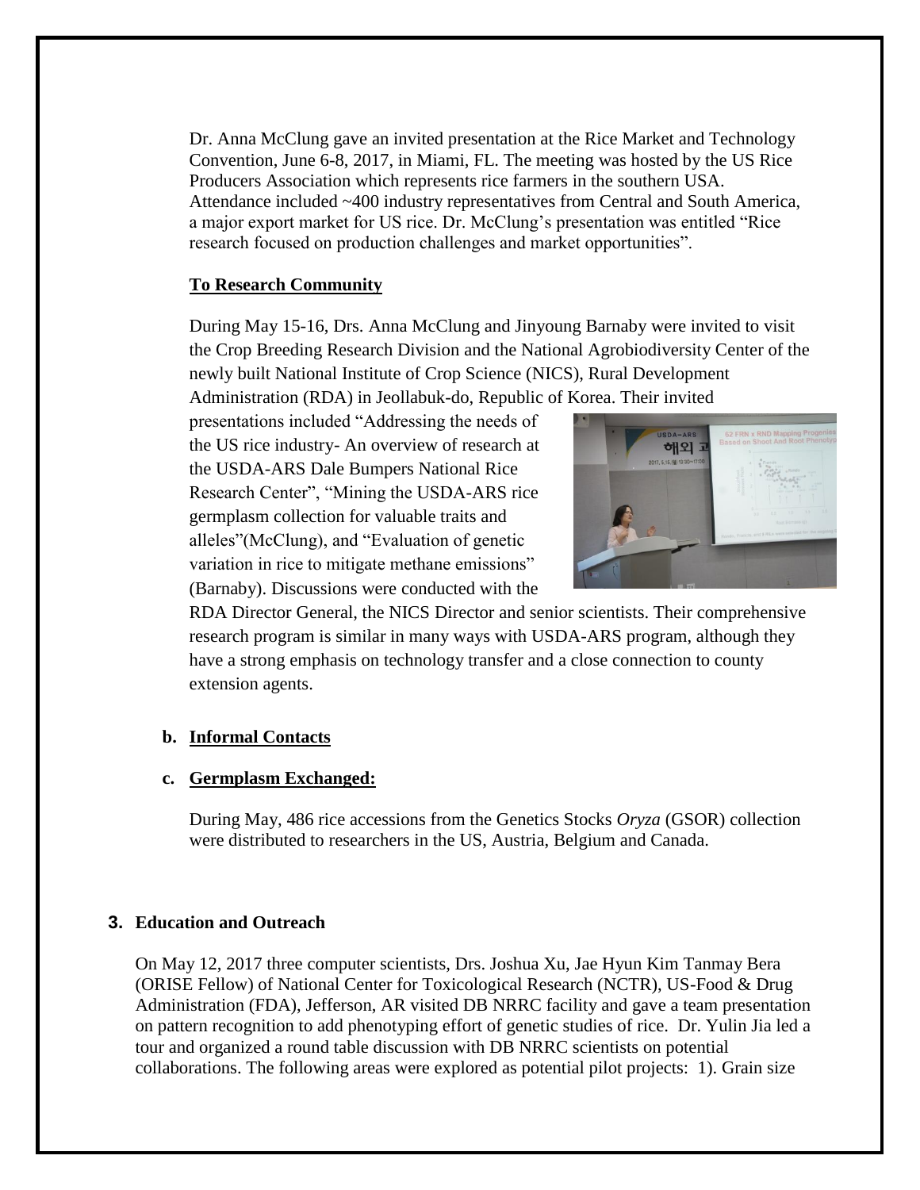Dr. Anna McClung gave an invited presentation at the Rice Market and Technology Convention, June 6-8, 2017, in Miami, FL. The meeting was hosted by the US Rice Producers Association which represents rice farmers in the southern USA. Attendance included ~400 industry representatives from Central and South America, a major export market for US rice. Dr. McClung's presentation was entitled "Rice research focused on production challenges and market opportunities".

**To Research Community**

During May 15-16, Drs. Anna McClung and Jinyoung Barnaby were invited to visit the Crop Breeding Research Division and the National Agrobiodiversity Center of the newly built National Institute of Crop Science (NICS), Rural Development Administration (RDA) in Jeollabuk-do, Republic of Korea. Their invited presentations included "Addressing the needs of the US rice industry- An overview of research at the USDA-ARS Dale Bumpers National Rice Research Center", "Mining the USDA-ARS rice germplasm collection for valuable traits and alleles"(McClung), and "Evaluation of genetic variation in rice to mitigate methane emissions" (Barnaby). Discussions were conducted with the RDA Director General, the NICS Director and senior scientists. Their comprehensive research program is similar in many ways with USDA-ARS program, although they have a strong emphasis on technology transfer and a close connection to county extension agents.

**b. Informal Contacts**

**c. Germplasm Exchanged:**

During May, 486 rice accessions from the Genetics Stocks *Oryza* (GSOR) collection were distributed to researchers in the US, Austria, Belgium and Canada.

## 3. Education and Outreach

On May 12, 2017 three computer scientists, Drs. Joshua Xu, Jae Hyun Kim Tanmay Bera (ORISE Fellow) of National Center for Toxicological Research (NCTR), US-Food & Drug Administration (FDA), Jefferson, AR visited DB NRRC facility and gave a team presentation on pattern recognition to add phenotyping effort of genetic studies of rice. Dr. Yulin Jia led a tour and organized a round table discussion with DB NRRC scientists on potential collaborations. The following areas were explored as potential pilot projects: 1). Grain size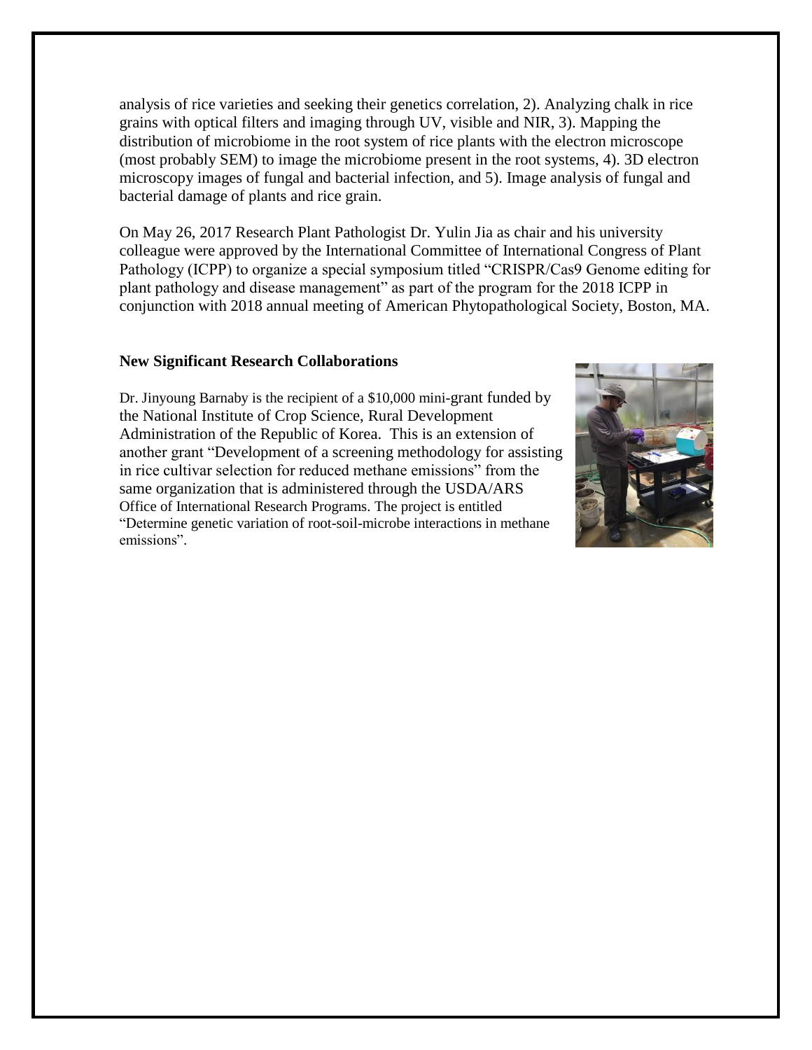analysis of rice varieties and seeking their genetics correlation, 2). Analyzing chalk in rice grains with optical filters and imaging through UV, visible and NIR, 3). Mapping the distribution of microbiome in the root system of rice plants with the electron microscope (most probably SEM) to image the microbiome present in the root systems, 4). 3D electron microscopy images of fungal and bacterial infection, and 5). Image analysis of fungal and bacterial damage of plants and rice grain.

On May 26, 2017 Research Plant Pathologist Dr. Yulin Jia as chair and his university colleague were approved by the International Committee of International Congress of Plant Pathology (ICPP) to organize a special symposium titled "CRISPR/Cas9 Genome editing for plant pathology and disease management" as part of the program for the 2018 ICPP in conjunction with 2018 annual meeting of American Phytopathological Society, Boston, MA.

**New Significant Research Collaborations**

Dr. Jinyoung Barnaby is the recipient of a $10,000 mini-grant funded by the National Institute of Crop Science, Rural Development Administration of the Republic of Korea. This is an extension of another grant "Development of a screening methodology for assisting in rice cultivar selection for reduced methane emissions" from the same organization that is administered through the USDA/ARS Office of International Research Programs. The project is entitled "Determine genetic variation of root-soil-microbe interactions in methane emissions".